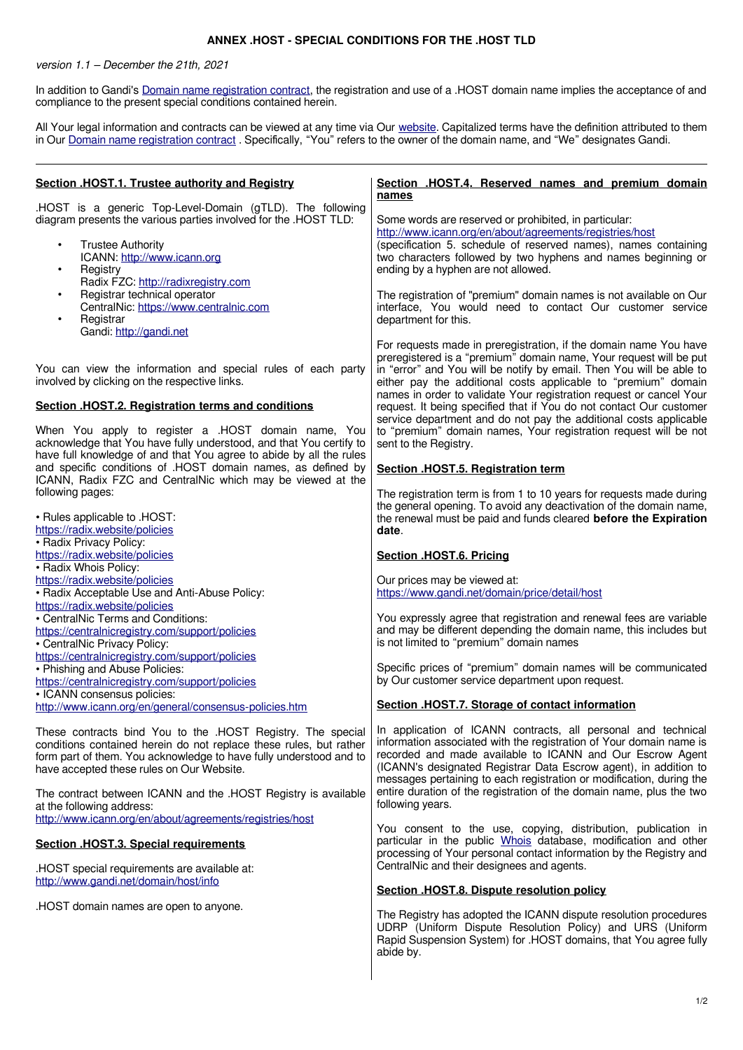# ANNEX .HOST - SPECIAL CONDITIONS FOR THE .HOST TLD

*version 1.1 – December the 21th, 2021*

In addition to Gandi's Domain name registration contract, the registration and use of a .HOST domain name implies the acceptance of and compliance to the present special conditions contained herein.

All Your legal information and contracts can be viewed at any time via Our website. Capitalized terms have the definition attributed to them in Our Domain name registration contract . Specifically, "You" refers to the owner of the domain name, and "We" designates Gandi.

---

## Section .HOST.1. Trustee authority and Registry

.HOST is a generic Top-Level-Domain (gTLD). The following diagram presents the various parties involved for the .HOST TLD:

- Trustee Authority
  ICANN: http://www.icann.org
- Registry
  Radix FZC: http://radixregistry.com
- Registrar technical operator
  CentralNic: https://www.centralnic.com
- Registrar
  Gandi: http://gandi.net

You can view the information and special rules of each party involved by clicking on the respective links.

## Section .HOST.2. Registration terms and conditions

When You apply to register a .HOST domain name, You acknowledge that You have fully understood, and that You certify to have full knowledge of and that You agree to abide by all the rules and specific conditions of .HOST domain names, as defined by ICANN, Radix FZC and CentralNic which may be viewed at the following pages:

• Rules applicable to .HOST:
https://radix.website/policies
• Radix Privacy Policy:
https://radix.website/policies
• Radix Whois Policy:
https://radix.website/policies
• Radix Acceptable Use and Anti-Abuse Policy:
https://radix.website/policies
• CentralNic Terms and Conditions:
https://centralnicregistry.com/support/policies
• CentralNic Privacy Policy:
https://centralnicregistry.com/support/policies
• Phishing and Abuse Policies:
https://centralnicregistry.com/support/policies
• ICANN consensus policies:
http://www.icann.org/en/general/consensus-policies.htm

These contracts bind You to the .HOST Registry. The special conditions contained herein do not replace these rules, but rather form part of them. You acknowledge to have fully understood and to have accepted these rules on Our Website.

The contract between ICANN and the .HOST Registry is available at the following address:
http://www.icann.org/en/about/agreements/registries/host

## Section .HOST.3. Special requirements

.HOST special requirements are available at:
http://www.gandi.net/domain/host/info

.HOST domain names are open to anyone.

## Section .HOST.4. Reserved names and premium domain names

Some words are reserved or prohibited, in particular:
http://www.icann.org/en/about/agreements/registries/host
(specification 5. schedule of reserved names), names containing two characters followed by two hyphens and names beginning or ending by a hyphen are not allowed.

The registration of "premium" domain names is not available on Our interface, You would need to contact Our customer service department for this.

For requests made in preregistration, if the domain name You have preregistered is a "premium" domain name, Your request will be put in "error" and You will be notify by email. Then You will be able to either pay the additional costs applicable to "premium" domain names in order to validate Your registration request or cancel Your request. It being specified that if You do not contact Our customer service department and do not pay the additional costs applicable to "premium" domain names, Your registration request will be not sent to the Registry.

## Section .HOST.5. Registration term

The registration term is from 1 to 10 years for requests made during the general opening. To avoid any deactivation of the domain name, the renewal must be paid and funds cleared **before the Expiration date**.

## Section .HOST.6. Pricing

Our prices may be viewed at:
https://www.gandi.net/domain/price/detail/host

You expressly agree that registration and renewal fees are variable and may be different depending the domain name, this includes but is not limited to "premium" domain names

Specific prices of "premium" domain names will be communicated by Our customer service department upon request.

## Section .HOST.7. Storage of contact information

In application of ICANN contracts, all personal and technical information associated with the registration of Your domain name is recorded and made available to ICANN and Our Escrow Agent (ICANN's designated Registrar Data Escrow agent), in addition to messages pertaining to each registration or modification, during the entire duration of the registration of the domain name, plus the two following years.

You consent to the use, copying, distribution, publication in particular in the public Whois database, modification and other processing of Your personal contact information by the Registry and CentralNic and their designees and agents.

## Section .HOST.8. Dispute resolution policy

The Registry has adopted the ICANN dispute resolution procedures UDRP (Uniform Dispute Resolution Policy) and URS (Uniform Rapid Suspension System) for .HOST domains, that You agree fully abide by.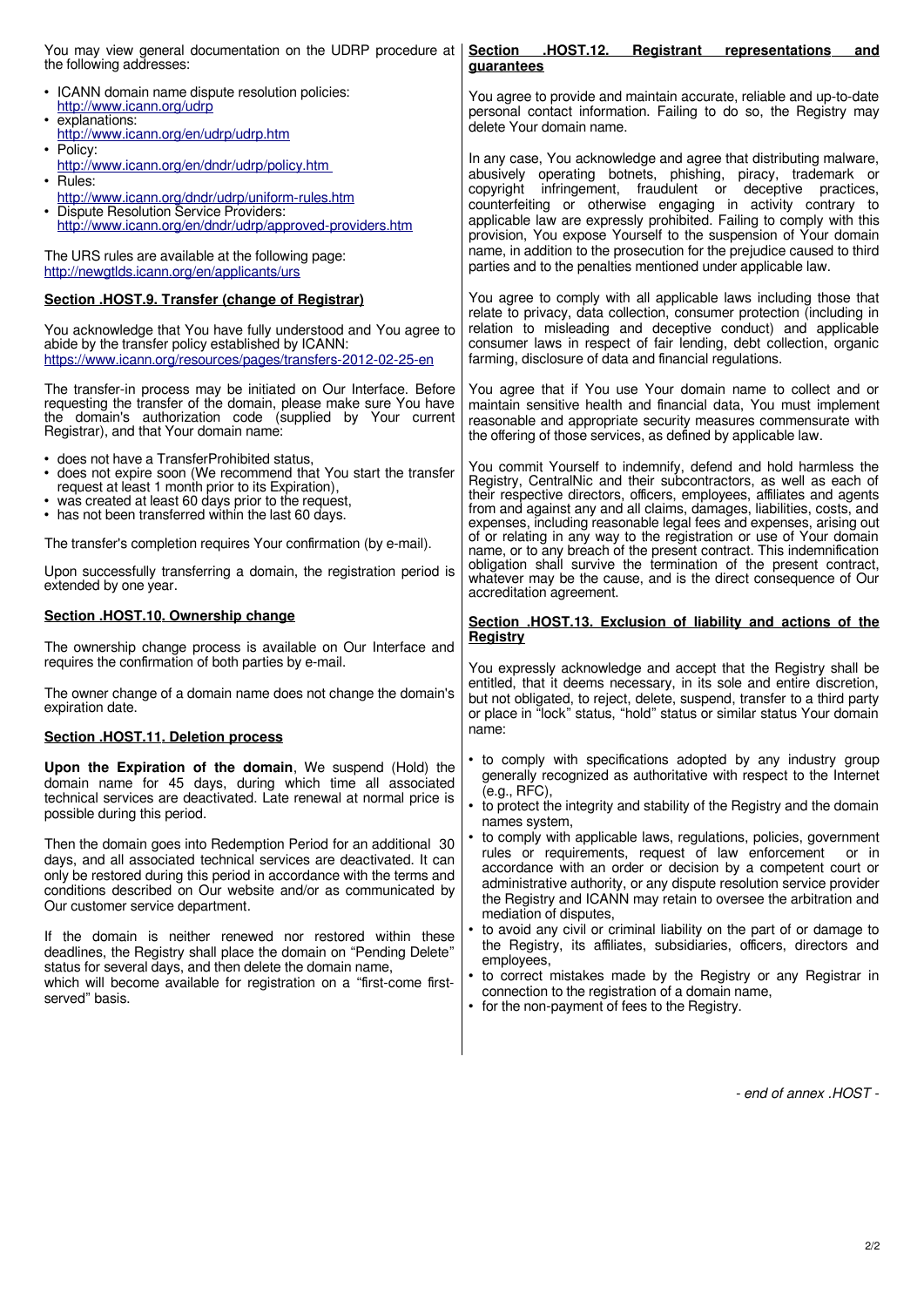You may view general documentation on the UDRP procedure at the following addresses:

- ICANN domain name dispute resolution policies: http://www.icann.org/udrp
- explanations: http://www.icann.org/en/udrp/udrp.htm
- Policy: http://www.icann.org/en/dndr/udrp/policy.htm
- Rules: http://www.icann.org/dndr/udrp/uniform-rules.htm
- Dispute Resolution Service Providers: http://www.icann.org/en/dndr/udrp/approved-providers.htm

The URS rules are available at the following page: http://newgtlds.icann.org/en/applicants/urs

## Section .HOST.9. Transfer (change of Registrar)

You acknowledge that You have fully understood and You agree to abide by the transfer policy established by ICANN: https://www.icann.org/resources/pages/transfers-2012-02-25-en

The transfer-in process may be initiated on Our Interface. Before requesting the transfer of the domain, please make sure You have the domain's authorization code (supplied by Your current Registrar), and that Your domain name:

- does not have a TransferProhibited status,
- does not expire soon (We recommend that You start the transfer request at least 1 month prior to its Expiration),
- was created at least 60 days prior to the request,
- has not been transferred within the last 60 days.

The transfer's completion requires Your confirmation (by e-mail).

Upon successfully transferring a domain, the registration period is extended by one year.

## Section .HOST.10. Ownership change

The ownership change process is available on Our Interface and requires the confirmation of both parties by e-mail.

The owner change of a domain name does not change the domain's expiration date.

## Section .HOST.11. Deletion process

**Upon the Expiration of the domain**, We suspend (Hold) the domain name for 45 days, during which time all associated technical services are deactivated. Late renewal at normal price is possible during this period.

Then the domain goes into Redemption Period for an additional 30 days, and all associated technical services are deactivated. It can only be restored during this period in accordance with the terms and conditions described on Our website and/or as communicated by Our customer service department.

If the domain is neither renewed nor restored within these deadlines, the Registry shall place the domain on "Pending Delete" status for several days, and then delete the domain name, which will become available for registration on a "first-come first-served" basis.

## Section .HOST.12. Registrant representations and guarantees

You agree to provide and maintain accurate, reliable and up-to-date personal contact information. Failing to do so, the Registry may delete Your domain name.

In any case, You acknowledge and agree that distributing malware, abusively operating botnets, phishing, piracy, trademark or copyright infringement, fraudulent or deceptive practices, counterfeiting or otherwise engaging in activity contrary to applicable law are expressly prohibited. Failing to comply with this provision, You expose Yourself to the suspension of Your domain name, in addition to the prosecution for the prejudice caused to third parties and to the penalties mentioned under applicable law.

You agree to comply with all applicable laws including those that relate to privacy, data collection, consumer protection (including in relation to misleading and deceptive conduct) and applicable consumer laws in respect of fair lending, debt collection, organic farming, disclosure of data and financial regulations.

You agree that if You use Your domain name to collect and or maintain sensitive health and financial data, You must implement reasonable and appropriate security measures commensurate with the offering of those services, as defined by applicable law.

You commit Yourself to indemnify, defend and hold harmless the Registry, CentralNic and their subcontractors, as well as each of their respective directors, officers, employees, affiliates and agents from and against any and all claims, damages, liabilities, costs, and expenses, including reasonable legal fees and expenses, arising out of or relating in any way to the registration or use of Your domain name, or to any breach of the present contract. This indemnification obligation shall survive the termination of the present contract, whatever may be the cause, and is the direct consequence of Our accreditation agreement.

## Section .HOST.13. Exclusion of liability and actions of the Registry

You expressly acknowledge and accept that the Registry shall be entitled, that it deems necessary, in its sole and entire discretion, but not obligated, to reject, delete, suspend, transfer to a third party or place in "lock" status, "hold" status or similar status Your domain name:

- to comply with specifications adopted by any industry group generally recognized as authoritative with respect to the Internet (e.g., RFC),
- to protect the integrity and stability of the Registry and the domain names system,
- to comply with applicable laws, regulations, policies, government rules or requirements, request of law enforcement or in accordance with an order or decision by a competent court or administrative authority, or any dispute resolution service provider the Registry and ICANN may retain to oversee the arbitration and mediation of disputes,
- to avoid any civil or criminal liability on the part of or damage to the Registry, its affiliates, subsidiaries, officers, directors and employees,
- to correct mistakes made by the Registry or any Registrar in connection to the registration of a domain name,
- for the non-payment of fees to the Registry.

*- end of annex .HOST -*